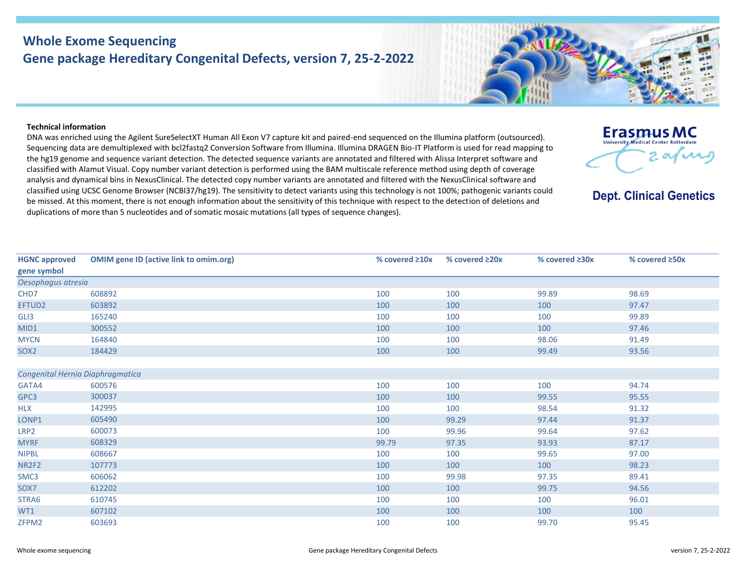# Whole Exome Sequencing

## Gene package Hereditary Congenital Defects, version 7, 25-2-2022

**Erasmus MC**
University Medical Center Rotterdam

**Dept. Clinical Genetics**

**Technical information**

DNA was enriched using the Agilent SureSelectXT Human All Exon V7 capture kit and paired-end sequenced on the Illumina platform (outsourced). Sequencing data are demultiplexed with bcl2fastq2 Conversion Software from Illumina. Illumina DRAGEN Bio-IT Platform is used for read mapping to the hg19 genome and sequence variant detection. The detected sequence variants are annotated and filtered with Alissa Interpret software and classified with Alamut Visual. Copy number variant detection is performed using the BAM multiscale reference method using depth of coverage analysis and dynamical bins in NexusClinical. The detected copy number variants are annotated and filtered with the NexusClinical software and classified using UCSC Genome Browser (NCBI37/hg19). The sensitivity to detect variants using this technology is not 100%; pathogenic variants could be missed. At this moment, there is not enough information about the sensitivity of this technique with respect to the detection of deletions and duplications of more than 5 nucleotides and of somatic mosaic mutations (all types of sequence changes).

| HGNC approved gene symbol | OMIM gene ID (active link to omim.org) | % covered ≥10x | % covered ≥20x | % covered ≥30x | % covered ≥50x |
|---|---|---|---|---|---|
| *Oesophagus atresia* | | | | | |
| CHD7 | 608892 | 100 | 100 | 99.89 | 98.69 |
| EFTUD2 | 603892 | 100 | 100 | 100 | 97.47 |
| GLI3 | 165240 | 100 | 100 | 100 | 99.89 |
| MID1 | 300552 | 100 | 100 | 100 | 97.46 |
| MYCN | 164840 | 100 | 100 | 98.06 | 91.49 |
| SOX2 | 184429 | 100 | 100 | 99.49 | 93.56 |
| | | | | | |
| *Congenital Hernia Diaphragmatica* | | | | | |
| GATA4 | 600576 | 100 | 100 | 100 | 94.74 |
| GPC3 | 300037 | 100 | 100 | 99.55 | 95.55 |
| HLX | 142995 | 100 | 100 | 98.54 | 91.32 |
| LONP1 | 605490 | 100 | 99.29 | 97.44 | 91.37 |
| LRP2 | 600073 | 100 | 99.96 | 99.64 | 97.62 |
| MYRF | 608329 | 99.79 | 97.35 | 93.93 | 87.17 |
| NIPBL | 608667 | 100 | 100 | 99.65 | 97.00 |
| NR2F2 | 107773 | 100 | 100 | 100 | 98.23 |
| SMC3 | 606062 | 100 | 99.98 | 97.35 | 89.41 |
| SOX7 | 612202 | 100 | 100 | 99.75 | 94.56 |
| STRA6 | 610745 | 100 | 100 | 100 | 96.01 |
| WT1 | 607102 | 100 | 100 | 100 | 100 |
| ZFPM2 | 603693 | 100 | 100 | 99.70 | 95.45 |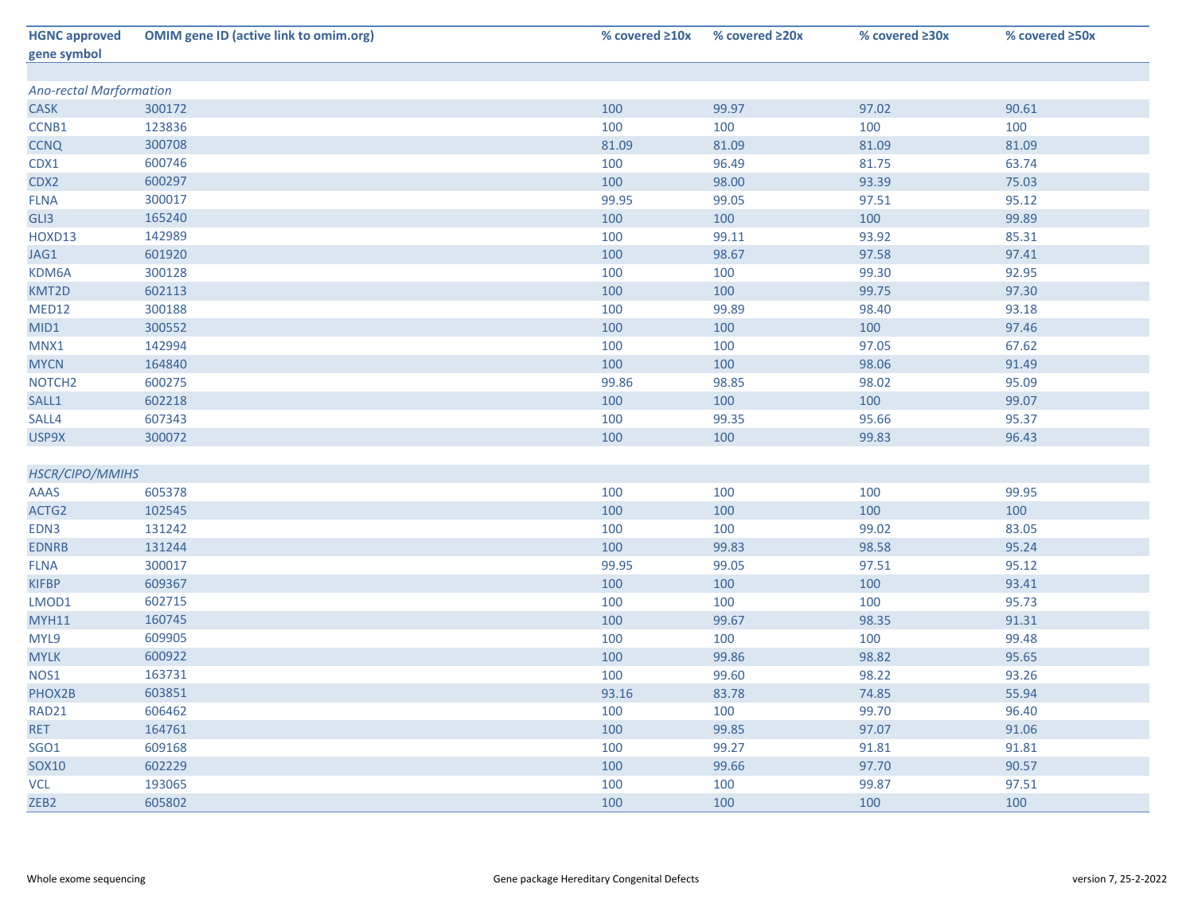| HGNC approved gene symbol | OMIM gene ID (active link to omim.org) | % covered ≥10x | % covered ≥20x | % covered ≥30x | % covered ≥50x |
|---|---|---|---|---|---|
| | | | | | |
| *Ano-rectal Marformation* | | | | | |
| CASK | 300172 | 100 | 99.97 | 97.02 | 90.61 |
| CCNB1 | 123836 | 100 | 100 | 100 | 100 |
| CCNQ | 300708 | 81.09 | 81.09 | 81.09 | 81.09 |
| CDX1 | 600746 | 100 | 96.49 | 81.75 | 63.74 |
| CDX2 | 600297 | 100 | 98.00 | 93.39 | 75.03 |
| FLNA | 300017 | 99.95 | 99.05 | 97.51 | 95.12 |
| GLI3 | 165240 | 100 | 100 | 100 | 99.89 |
| HOXD13 | 142989 | 100 | 99.11 | 93.92 | 85.31 |
| JAG1 | 601920 | 100 | 98.67 | 97.58 | 97.41 |
| KDM6A | 300128 | 100 | 100 | 99.30 | 92.95 |
| KMT2D | 602113 | 100 | 100 | 99.75 | 97.30 |
| MED12 | 300188 | 100 | 99.89 | 98.40 | 93.18 |
| MID1 | 300552 | 100 | 100 | 100 | 97.46 |
| MNX1 | 142994 | 100 | 100 | 97.05 | 67.62 |
| MYCN | 164840 | 100 | 100 | 98.06 | 91.49 |
| NOTCH2 | 600275 | 99.86 | 98.85 | 98.02 | 95.09 |
| SALL1 | 602218 | 100 | 100 | 100 | 99.07 |
| SALL4 | 607343 | 100 | 99.35 | 95.66 | 95.37 |
| USP9X | 300072 | 100 | 100 | 99.83 | 96.43 |
| | | | | | |
| *HSCR/CIPO/MMIHS* | | | | | |
| AAAS | 605378 | 100 | 100 | 100 | 99.95 |
| ACTG2 | 102545 | 100 | 100 | 100 | 100 |
| EDN3 | 131242 | 100 | 100 | 99.02 | 83.05 |
| EDNRB | 131244 | 100 | 99.83 | 98.58 | 95.24 |
| FLNA | 300017 | 99.95 | 99.05 | 97.51 | 95.12 |
| KIFBP | 609367 | 100 | 100 | 100 | 93.41 |
| LMOD1 | 602715 | 100 | 100 | 100 | 95.73 |
| MYH11 | 160745 | 100 | 99.67 | 98.35 | 91.31 |
| MYL9 | 609905 | 100 | 100 | 100 | 99.48 |
| MYLK | 600922 | 100 | 99.86 | 98.82 | 95.65 |
| NOS1 | 163731 | 100 | 99.60 | 98.22 | 93.26 |
| PHOX2B | 603851 | 93.16 | 83.78 | 74.85 | 55.94 |
| RAD21 | 606462 | 100 | 100 | 99.70 | 96.40 |
| RET | 164761 | 100 | 99.85 | 97.07 | 91.06 |
| SGO1 | 609168 | 100 | 99.27 | 91.81 | 91.81 |
| SOX10 | 602229 | 100 | 99.66 | 97.70 | 90.57 |
| VCL | 193065 | 100 | 100 | 99.87 | 97.51 |
| ZEB2 | 605802 | 100 | 100 | 100 | 100 |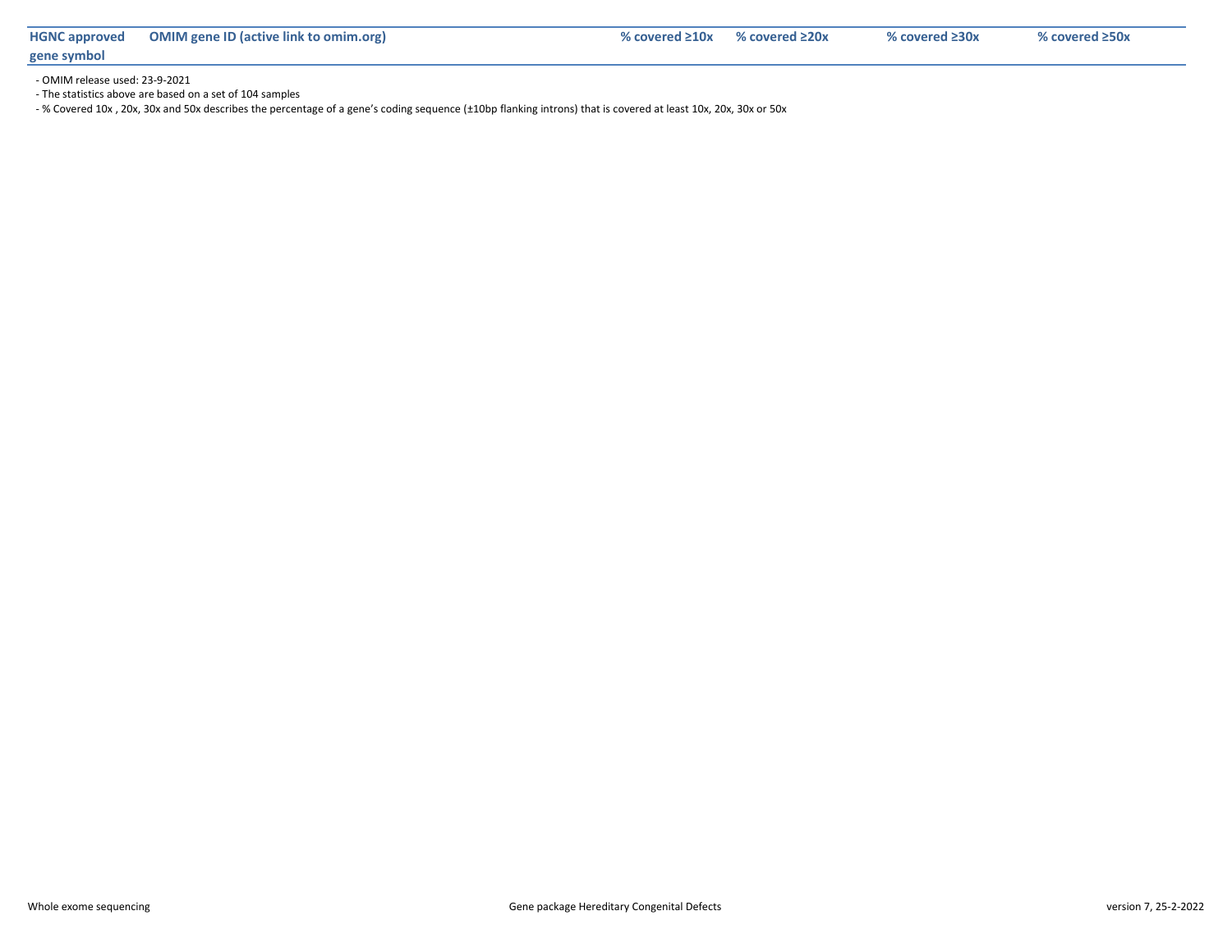| HGNC approved gene symbol | OMIM gene ID (active link to omim.org) | % covered ≥10x | % covered ≥20x | % covered ≥30x | % covered ≥50x |
|---|---|---|---|---|---|

- OMIM release used: 23-9-2021
- The statistics above are based on a set of 104 samples
- % Covered 10x , 20x, 30x and 50x describes the percentage of a gene's coding sequence (±10bp flanking introns) that is covered at least 10x, 20x, 30x or 50x